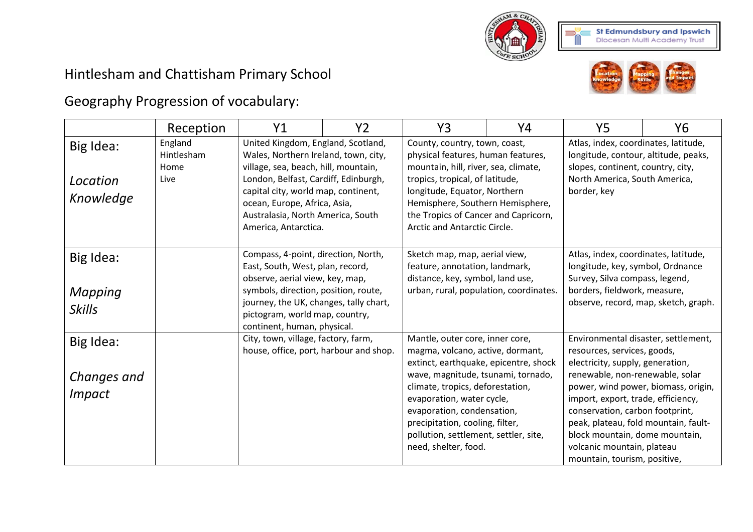Hintlesham and Chattisham Primary School

Geography Progression of vocabulary:

| | Reception | Y1 | Y2 | Y3 | Y4 | Y5 | Y6 |
|---|---|---|---|---|---|---|---|
| Big Idea: *Location Knowledge* | England Hintlesham Home Live | United Kingdom, England, Scotland, Wales, Northern Ireland, town, city, village, sea, beach, hill, mountain, London, Belfast, Cardiff, Edinburgh, capital city, world map, continent, ocean, Europe, Africa, Asia, Australasia, North America, South America, Antarctica. | | County, country, town, coast, physical features, human features, mountain, hill, river, sea, climate, tropics, tropical, of latitude, longitude, Equator, Northern Hemisphere, Southern Hemisphere, the Tropics of Cancer and Capricorn, Arctic and Antarctic Circle. | | Atlas, index, coordinates, latitude, longitude, contour, altitude, peaks, slopes, continent, country, city, North America, South America, border, key | |
| Big Idea: *Mapping Skills* | | Compass, 4-point, direction, North, East, South, West, plan, record, observe, aerial view, key, map, symbols, direction, position, route, journey, the UK, changes, tally chart, pictogram, world map, country, continent, human, physical. | | Sketch map, map, aerial view, feature, annotation, landmark, distance, key, symbol, land use, urban, rural, population, coordinates. | | Atlas, index, coordinates, latitude, longitude, key, symbol, Ordnance Survey, Silva compass, legend, borders, fieldwork, measure, observe, record, map, sketch, graph. | |
| Big Idea: *Changes and Impact* | | City, town, village, factory, farm, house, office, port, harbour and shop. | | Mantle, outer core, inner core, magma, volcano, active, dormant, extinct, earthquake, epicentre, shock wave, magnitude, tsunami, tornado, climate, tropics, deforestation, evaporation, water cycle, evaporation, condensation, precipitation, cooling, filter, pollution, settlement, settler, site, need, shelter, food. | | Environmental disaster, settlement, resources, services, goods, electricity, supply, generation, renewable, non-renewable, solar power, wind power, biomass, origin, import, export, trade, efficiency, conservation, carbon footprint, peak, plateau, fold mountain, fault-block mountain, dome mountain, volcanic mountain, plateau mountain, tourism, positive, | |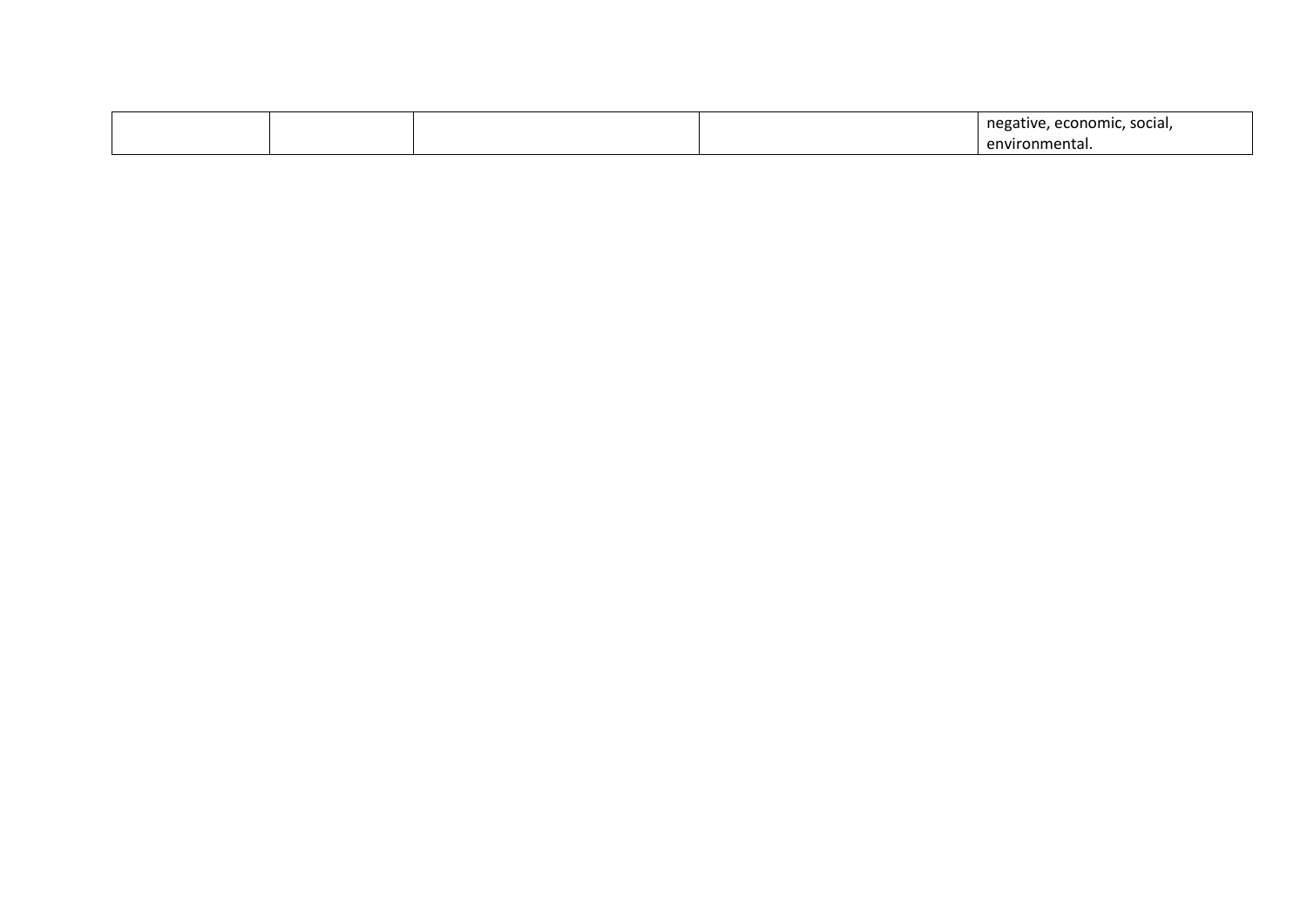| | | | | |
|---|---|---|---|---|
| | | | | negative, economic, social, environmental. |